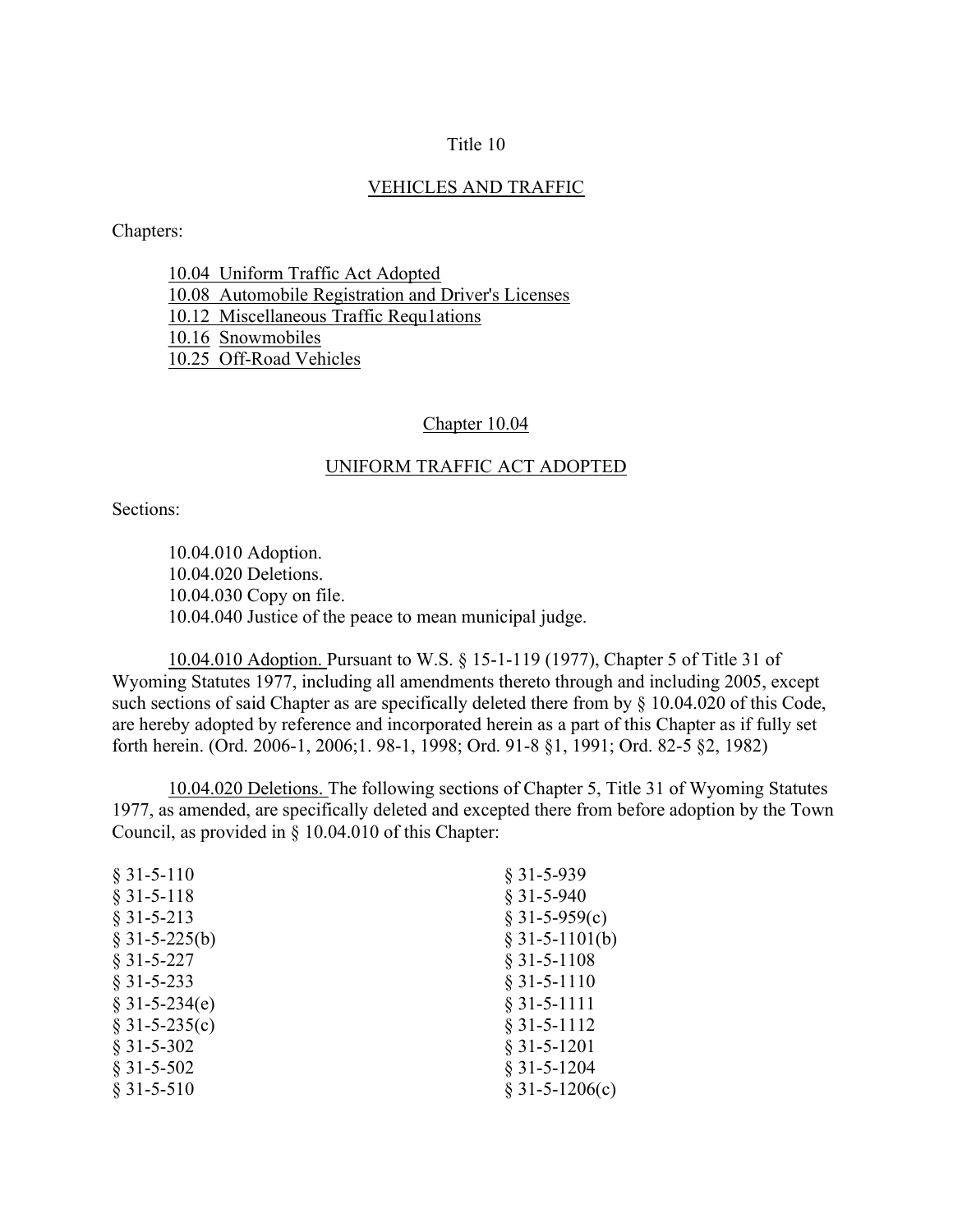# Title 10

## VEHICLES AND TRAFFIC

Chapters:

- 10.04 Uniform Traffic Act Adopted
- 10.08 Automobile Registration and Driver's Licenses
- 10.12 Miscellaneous Traffic Requ1ations
- 10.16 Snowmobiles
- 10.25 Off-Road Vehicles

## Chapter 10.04

### UNIFORM TRAFFIC ACT ADOPTED

Sections:

- 10.04.010 Adoption.
- 10.04.020 Deletions.
- 10.04.030 Copy on file.
- 10.04.040 Justice of the peace to mean municipal judge.

10.04.010 Adoption. Pursuant to W.S. § 15-1-119 (1977), Chapter 5 of Title 31 of Wyoming Statutes 1977, including all amendments thereto through and including 2005, except such sections of said Chapter as are specifically deleted there from by § 10.04.020 of this Code, are hereby adopted by reference and incorporated herein as a part of this Chapter as if fully set forth herein. (Ord. 2006-1, 2006;1. 98-1, 1998; Ord. 91-8 §1, 1991; Ord. 82-5 §2, 1982)

10.04.020 Deletions. The following sections of Chapter 5, Title 31 of Wyoming Statutes 1977, as amended, are specifically deleted and excepted there from before adoption by the Town Council, as provided in § 10.04.010 of this Chapter:

| | |
|---|---|
| § 31-5-110 | § 31-5-939 |
| § 31-5-118 | § 31-5-940 |
| § 31-5-213 | § 31-5-959(c) |
| § 31-5-225(b) | § 31-5-1101(b) |
| § 31-5-227 | § 31-5-1108 |
| § 31-5-233 | § 31-5-1110 |
| § 31-5-234(e) | § 31-5-1111 |
| § 31-5-235(c) | § 31-5-1112 |
| § 31-5-302 | § 31-5-1201 |
| § 31-5-502 | § 31-5-1204 |
| § 31-5-510 | § 31-5-1206(c) |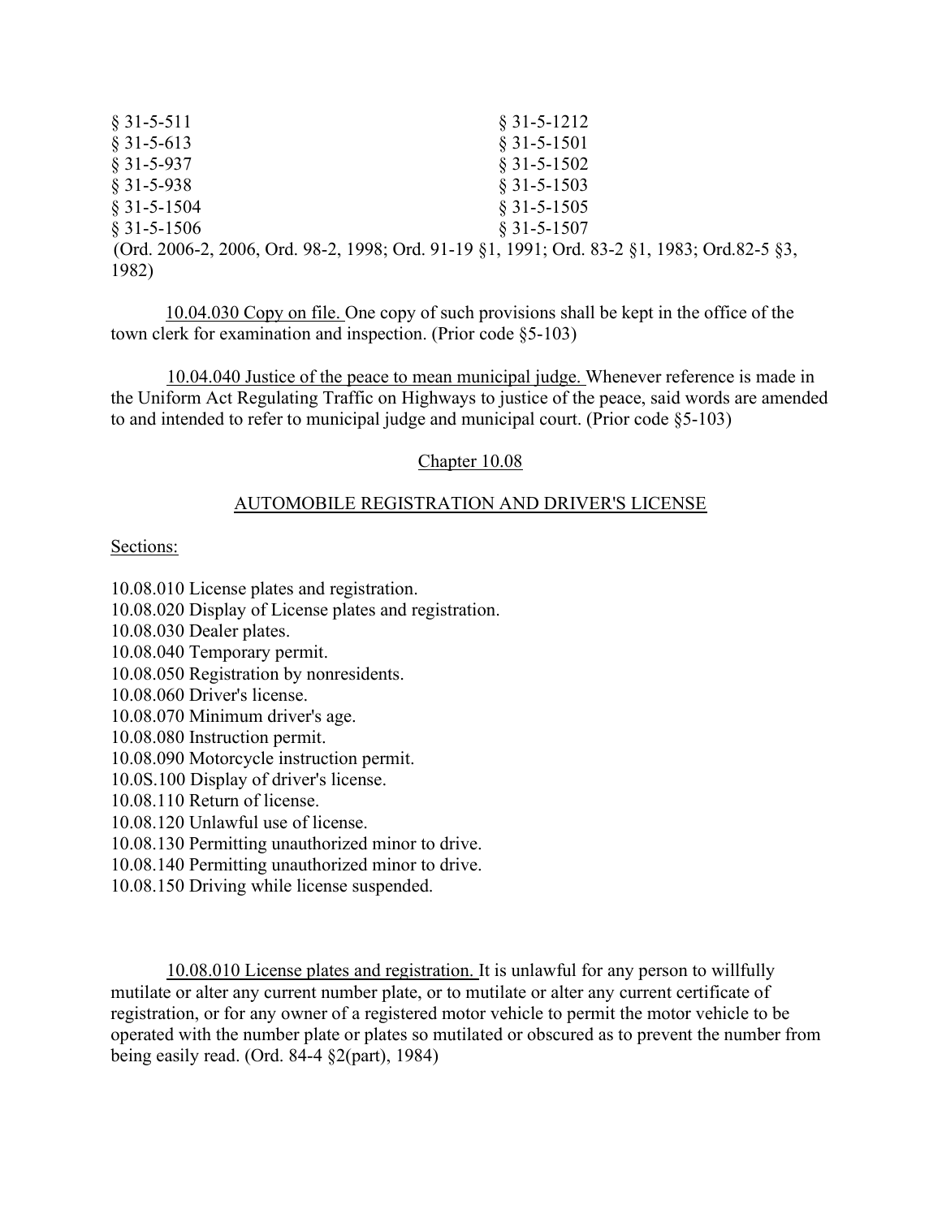| | |
|---|---|
| § 31-5-511 | § 31-5-1212 |
| § 31-5-613 | § 31-5-1501 |
| § 31-5-937 | § 31-5-1502 |
| § 31-5-938 | § 31-5-1503 |
| § 31-5-1504 | § 31-5-1505 |
| § 31-5-1506 | § 31-5-1507 |

(Ord. 2006-2, 2006, Ord. 98-2, 1998; Ord. 91-19 §1, 1991; Ord. 83-2 §1, 1983; Ord.82-5 §3, 1982)

10.04.030 Copy on file. One copy of such provisions shall be kept in the office of the town clerk for examination and inspection. (Prior code §5-103)

10.04.040 Justice of the peace to mean municipal judge. Whenever reference is made in the Uniform Act Regulating Traffic on Highways to justice of the peace, said words are amended to and intended to refer to municipal judge and municipal court. (Prior code §5-103)

## Chapter 10.08

## AUTOMOBILE REGISTRATION AND DRIVER'S LICENSE

Sections:

10.08.010 License plates and registration.
10.08.020 Display of License plates and registration.
10.08.030 Dealer plates.
10.08.040 Temporary permit.
10.08.050 Registration by nonresidents.
10.08.060 Driver's license.
10.08.070 Minimum driver's age.
10.08.080 Instruction permit.
10.08.090 Motorcycle instruction permit.
10.0S.100 Display of driver's license.
10.08.110 Return of license.
10.08.120 Unlawful use of license.
10.08.130 Permitting unauthorized minor to drive.
10.08.140 Permitting unauthorized minor to drive.
10.08.150 Driving while license suspended.

10.08.010 License plates and registration. It is unlawful for any person to willfully mutilate or alter any current number plate, or to mutilate or alter any current certificate of registration, or for any owner of a registered motor vehicle to permit the motor vehicle to be operated with the number plate or plates so mutilated or obscured as to prevent the number from being easily read. (Ord. 84-4 §2(part), 1984)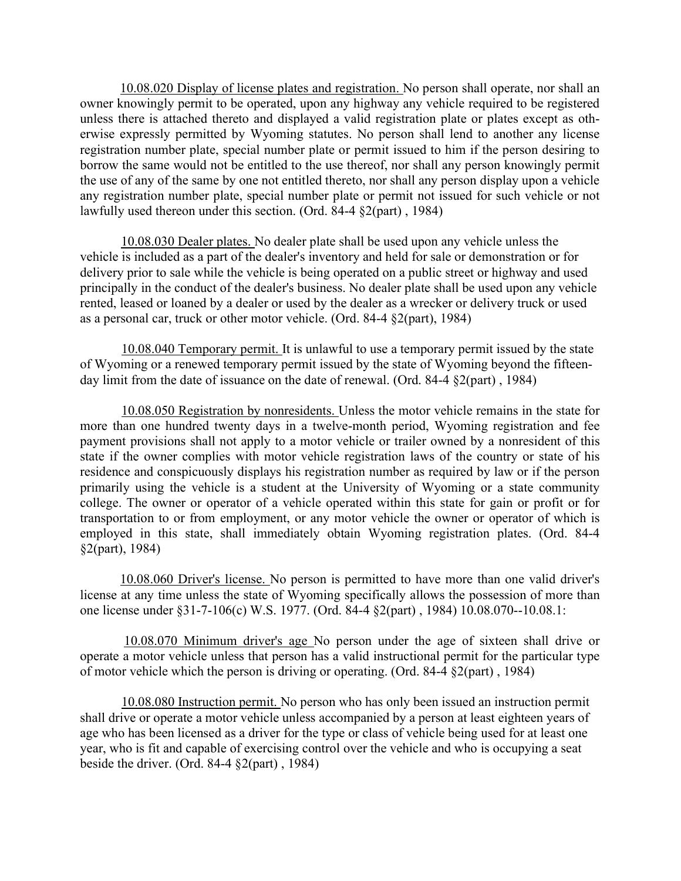10.08.020 Display of license plates and registration. No person shall operate, nor shall an owner knowingly permit to be operated, upon any highway any vehicle required to be registered unless there is attached thereto and displayed a valid registration plate or plates except as otherwise expressly permitted by Wyoming statutes. No person shall lend to another any license registration number plate, special number plate or permit issued to him if the person desiring to borrow the same would not be entitled to the use thereof, nor shall any person knowingly permit the use of any of the same by one not entitled thereto, nor shall any person display upon a vehicle any registration number plate, special number plate or permit not issued for such vehicle or not lawfully used thereon under this section. (Ord. 84-4 §2(part) , 1984)

10.08.030 Dealer plates. No dealer plate shall be used upon any vehicle unless the vehicle is included as a part of the dealer's inventory and held for sale or demonstration or for delivery prior to sale while the vehicle is being operated on a public street or highway and used principally in the conduct of the dealer's business. No dealer plate shall be used upon any vehicle rented, leased or loaned by a dealer or used by the dealer as a wrecker or delivery truck or used as a personal car, truck or other motor vehicle. (Ord. 84-4 §2(part), 1984)

10.08.040 Temporary permit. It is unlawful to use a temporary permit issued by the state of Wyoming or a renewed temporary permit issued by the state of Wyoming beyond the fifteen-day limit from the date of issuance on the date of renewal. (Ord. 84-4 §2(part) , 1984)

10.08.050 Registration by nonresidents. Unless the motor vehicle remains in the state for more than one hundred twenty days in a twelve-month period, Wyoming registration and fee payment provisions shall not apply to a motor vehicle or trailer owned by a nonresident of this state if the owner complies with motor vehicle registration laws of the country or state of his residence and conspicuously displays his registration number as required by law or if the person primarily using the vehicle is a student at the University of Wyoming or a state community college. The owner or operator of a vehicle operated within this state for gain or profit or for transportation to or from employment, or any motor vehicle the owner or operator of which is employed in this state, shall immediately obtain Wyoming registration plates. (Ord. 84-4 §2(part), 1984)

10.08.060 Driver's license. No person is permitted to have more than one valid driver's license at any time unless the state of Wyoming specifically allows the possession of more than one license under §31-7-106(c) W.S. 1977. (Ord. 84-4 §2(part) , 1984) 10.08.070--10.08.1:

10.08.070 Minimum driver's age No person under the age of sixteen shall drive or operate a motor vehicle unless that person has a valid instructional permit for the particular type of motor vehicle which the person is driving or operating. (Ord. 84-4 §2(part) , 1984)

10.08.080 Instruction permit. No person who has only been issued an instruction permit shall drive or operate a motor vehicle unless accompanied by a person at least eighteen years of age who has been licensed as a driver for the type or class of vehicle being used for at least one year, who is fit and capable of exercising control over the vehicle and who is occupying a seat beside the driver. (Ord. 84-4 §2(part) , 1984)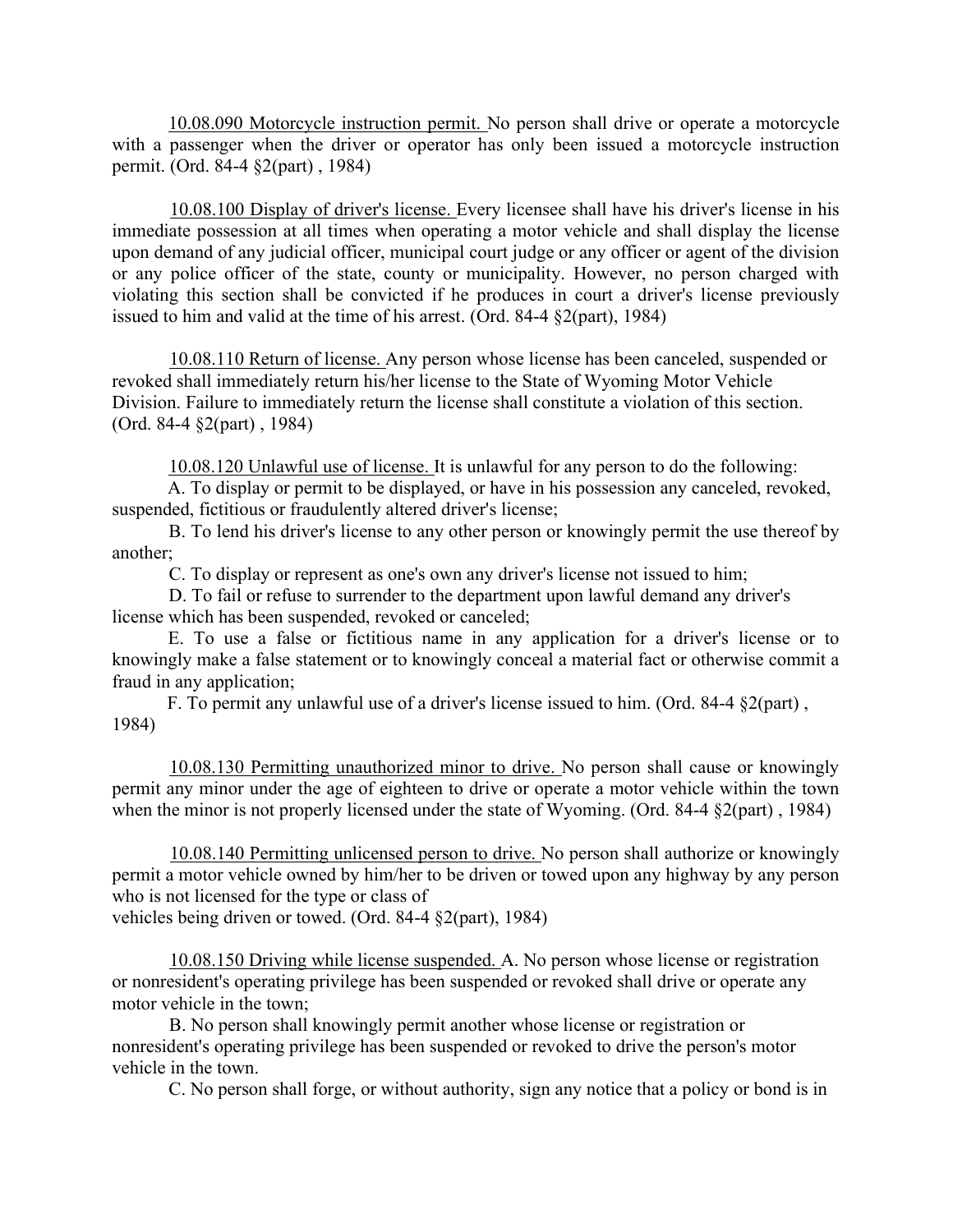10.08.090 Motorcycle instruction permit. No person shall drive or operate a motorcycle with a passenger when the driver or operator has only been issued a motorcycle instruction permit. (Ord. 84-4 §2(part) , 1984)

10.08.100 Display of driver's license. Every licensee shall have his driver's license in his immediate possession at all times when operating a motor vehicle and shall display the license upon demand of any judicial officer, municipal court judge or any officer or agent of the division or any police officer of the state, county or municipality. However, no person charged with violating this section shall be convicted if he produces in court a driver's license previously issued to him and valid at the time of his arrest. (Ord. 84-4 §2(part), 1984)

10.08.110 Return of license. Any person whose license has been canceled, suspended or revoked shall immediately return his/her license to the State of Wyoming Motor Vehicle Division. Failure to immediately return the license shall constitute a violation of this section. (Ord. 84-4 §2(part) , 1984)

10.08.120 Unlawful use of license. It is unlawful for any person to do the following:

A. To display or permit to be displayed, or have in his possession any canceled, revoked, suspended, fictitious or fraudulently altered driver's license;

B. To lend his driver's license to any other person or knowingly permit the use thereof by another;

C. To display or represent as one's own any driver's license not issued to him;

D. To fail or refuse to surrender to the department upon lawful demand any driver's license which has been suspended, revoked or canceled;

E. To use a false or fictitious name in any application for a driver's license or to knowingly make a false statement or to knowingly conceal a material fact or otherwise commit a fraud in any application;

F. To permit any unlawful use of a driver's license issued to him. (Ord. 84-4 §2(part) , 1984)

10.08.130 Permitting unauthorized minor to drive. No person shall cause or knowingly permit any minor under the age of eighteen to drive or operate a motor vehicle within the town when the minor is not properly licensed under the state of Wyoming. (Ord. 84-4 §2(part) , 1984)

10.08.140 Permitting unlicensed person to drive. No person shall authorize or knowingly permit a motor vehicle owned by him/her to be driven or towed upon any highway by any person who is not licensed for the type or class of vehicles being driven or towed. (Ord. 84-4 §2(part), 1984)

10.08.150 Driving while license suspended. A. No person whose license or registration or nonresident's operating privilege has been suspended or revoked shall drive or operate any motor vehicle in the town;

B. No person shall knowingly permit another whose license or registration or nonresident's operating privilege has been suspended or revoked to drive the person's motor vehicle in the town.

C. No person shall forge, or without authority, sign any notice that a policy or bond is in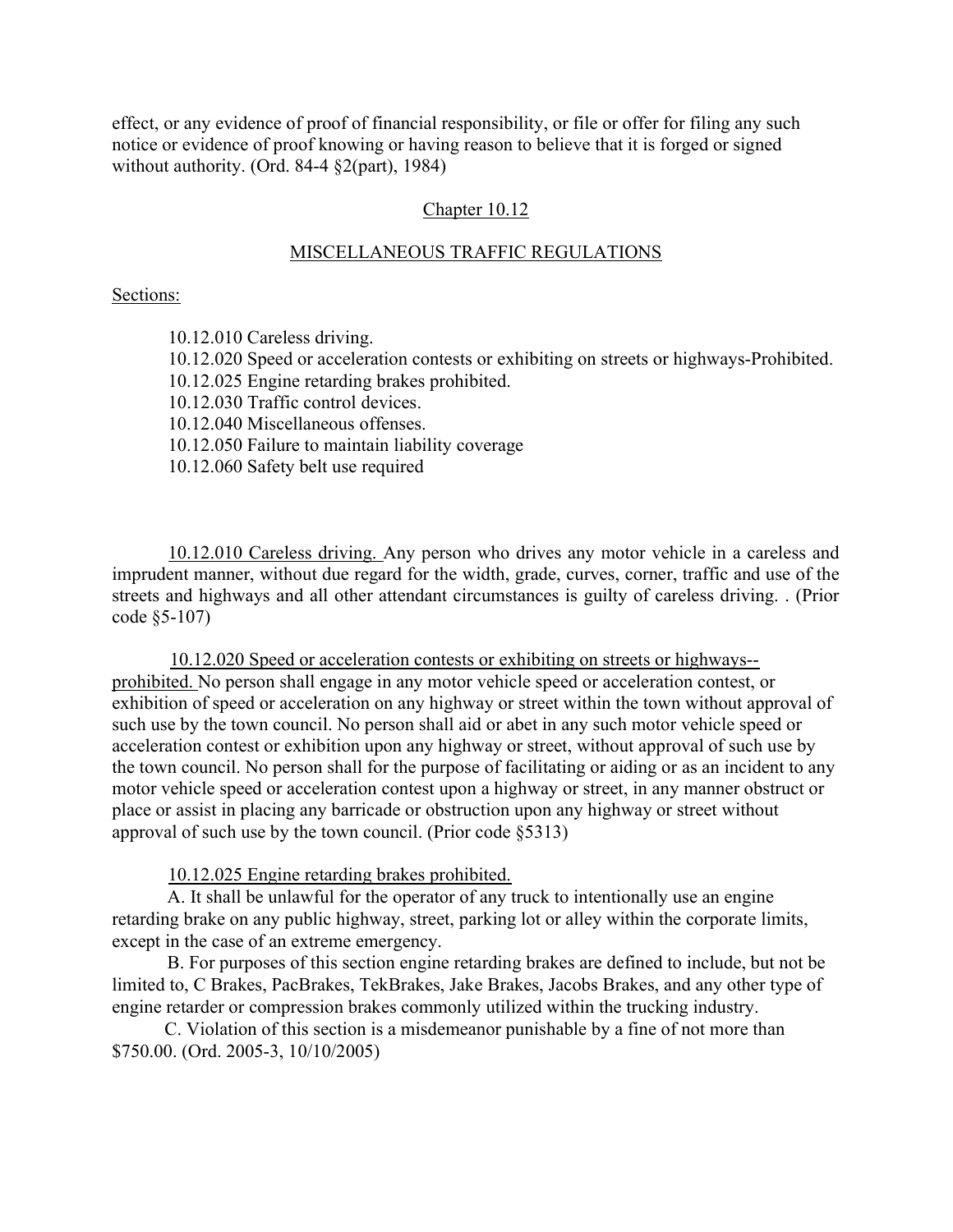effect, or any evidence of proof of financial responsibility, or file or offer for filing any such notice or evidence of proof knowing or having reason to believe that it is forged or signed without authority. (Ord. 84-4 §2(part), 1984)

## Chapter 10.12

## MISCELLANEOUS TRAFFIC REGULATIONS

Sections:

10.12.010 Careless driving.
10.12.020 Speed or acceleration contests or exhibiting on streets or highways-Prohibited.
10.12.025 Engine retarding brakes prohibited.
10.12.030 Traffic control devices.
10.12.040 Miscellaneous offenses.
10.12.050 Failure to maintain liability coverage
10.12.060 Safety belt use required

10.12.010 Careless driving. Any person who drives any motor vehicle in a careless and imprudent manner, without due regard for the width, grade, curves, corner, traffic and use of the streets and highways and all other attendant circumstances is guilty of careless driving. . (Prior code §5-107)

10.12.020 Speed or acceleration contests or exhibiting on streets or highways--prohibited. No person shall engage in any motor vehicle speed or acceleration contest, or exhibition of speed or acceleration on any highway or street within the town without approval of such use by the town council. No person shall aid or abet in any such motor vehicle speed or acceleration contest or exhibition upon any highway or street, without approval of such use by the town council. No person shall for the purpose of facilitating or aiding or as an incident to any motor vehicle speed or acceleration contest upon a highway or street, in any manner obstruct or place or assist in placing any barricade or obstruction upon any highway or street without approval of such use by the town council. (Prior code §5313)

10.12.025 Engine retarding brakes prohibited.

A. It shall be unlawful for the operator of any truck to intentionally use an engine retarding brake on any public highway, street, parking lot or alley within the corporate limits, except in the case of an extreme emergency.

B. For purposes of this section engine retarding brakes are defined to include, but not be limited to, C Brakes, PacBrakes, TekBrakes, Jake Brakes, Jacobs Brakes, and any other type of engine retarder or compression brakes commonly utilized within the trucking industry.

C. Violation of this section is a misdemeanor punishable by a fine of not more than $750.00. (Ord. 2005-3, 10/10/2005)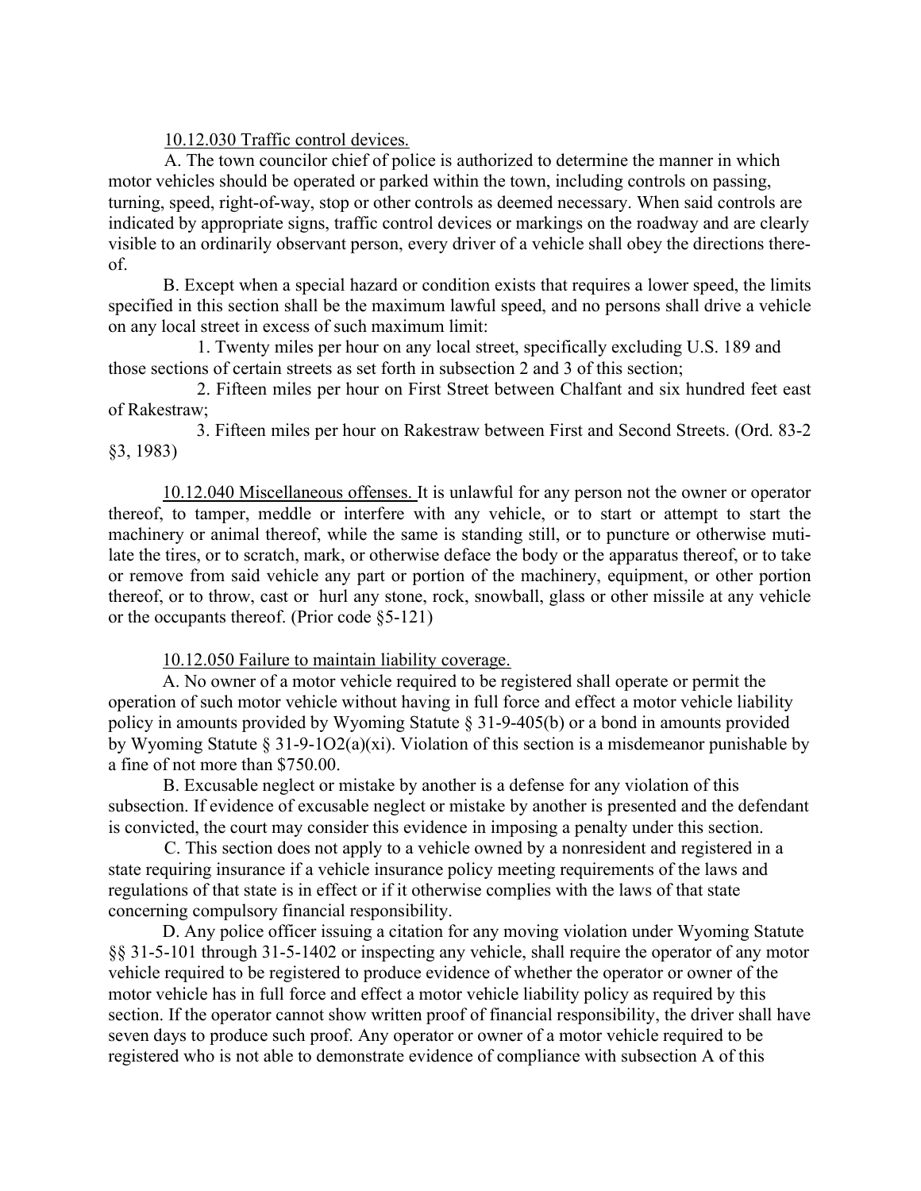10.12.030 Traffic control devices.

A. The town councilor chief of police is authorized to determine the manner in which motor vehicles should be operated or parked within the town, including controls on passing, turning, speed, right-of-way, stop or other controls as deemed necessary. When said controls are indicated by appropriate signs, traffic control devices or markings on the roadway and are clearly visible to an ordinarily observant person, every driver of a vehicle shall obey the directions thereof.

B. Except when a special hazard or condition exists that requires a lower speed, the limits specified in this section shall be the maximum lawful speed, and no persons shall drive a vehicle on any local street in excess of such maximum limit:

1. Twenty miles per hour on any local street, specifically excluding U.S. 189 and those sections of certain streets as set forth in subsection 2 and 3 of this section;

2. Fifteen miles per hour on First Street between Chalfant and six hundred feet east of Rakestraw;

3. Fifteen miles per hour on Rakestraw between First and Second Streets. (Ord. 83-2 §3, 1983)

10.12.040 Miscellaneous offenses. It is unlawful for any person not the owner or operator thereof, to tamper, meddle or interfere with any vehicle, or to start or attempt to start the machinery or animal thereof, while the same is standing still, or to puncture or otherwise mutilate the tires, or to scratch, mark, or otherwise deface the body or the apparatus thereof, or to take or remove from said vehicle any part or portion of the machinery, equipment, or other portion thereof, or to throw, cast or hurl any stone, rock, snowball, glass or other missile at any vehicle or the occupants thereof. (Prior code §5-121)

10.12.050 Failure to maintain liability coverage.

A. No owner of a motor vehicle required to be registered shall operate or permit the operation of such motor vehicle without having in full force and effect a motor vehicle liability policy in amounts provided by Wyoming Statute § 31-9-405(b) or a bond in amounts provided by Wyoming Statute § 31-9-1O2(a)(xi). Violation of this section is a misdemeanor punishable by a fine of not more than $750.00.

B. Excusable neglect or mistake by another is a defense for any violation of this subsection. If evidence of excusable neglect or mistake by another is presented and the defendant is convicted, the court may consider this evidence in imposing a penalty under this section.

C. This section does not apply to a vehicle owned by a nonresident and registered in a state requiring insurance if a vehicle insurance policy meeting requirements of the laws and regulations of that state is in effect or if it otherwise complies with the laws of that state concerning compulsory financial responsibility.

D. Any police officer issuing a citation for any moving violation under Wyoming Statute §§ 31-5-101 through 31-5-1402 or inspecting any vehicle, shall require the operator of any motor vehicle required to be registered to produce evidence of whether the operator or owner of the motor vehicle has in full force and effect a motor vehicle liability policy as required by this section. If the operator cannot show written proof of financial responsibility, the driver shall have seven days to produce such proof. Any operator or owner of a motor vehicle required to be registered who is not able to demonstrate evidence of compliance with subsection A of this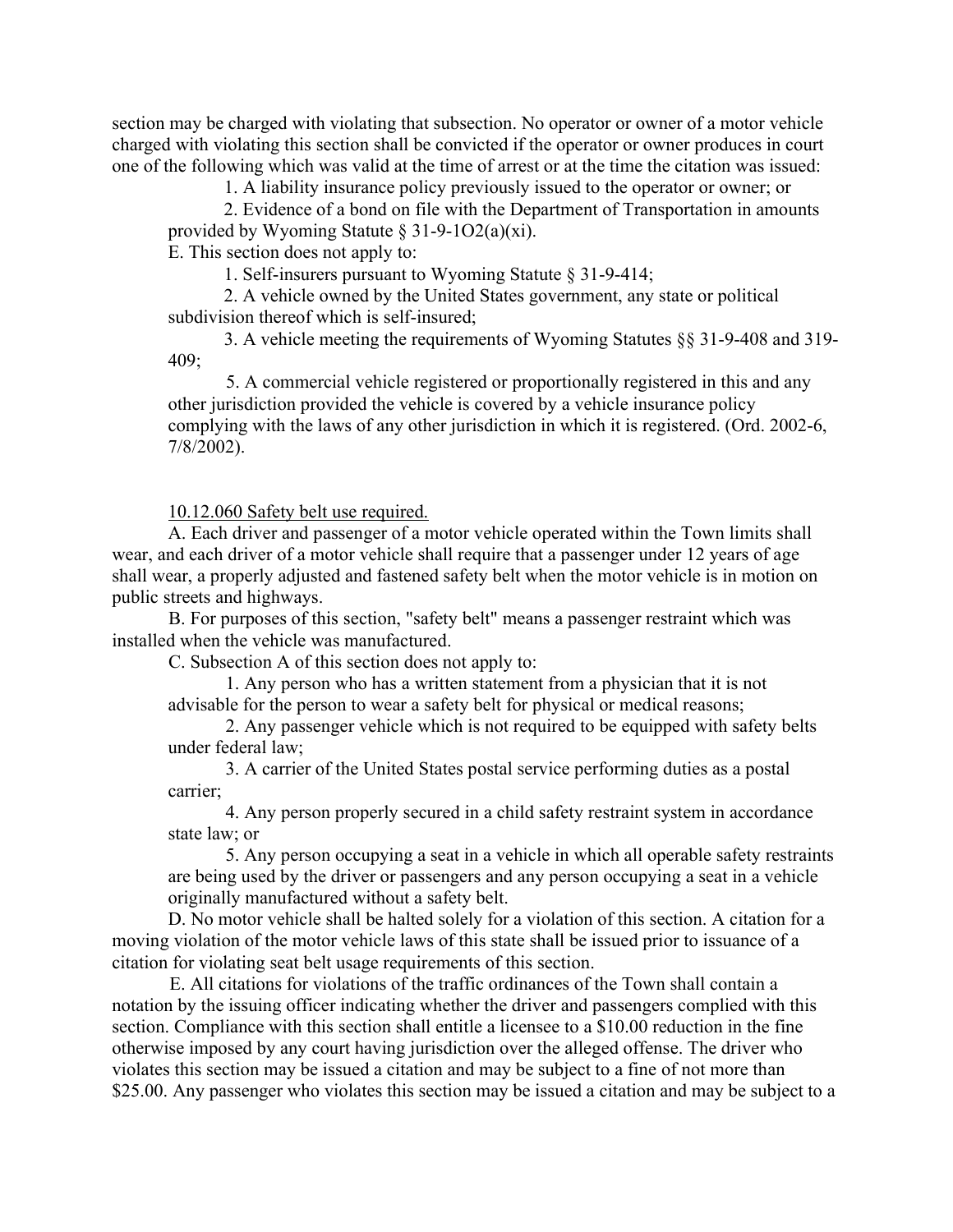section may be charged with violating that subsection. No operator or owner of a motor vehicle charged with violating this section shall be convicted if the operator or owner produces in court one of the following which was valid at the time of arrest or at the time the citation was issued:

1. A liability insurance policy previously issued to the operator or owner; or

2. Evidence of a bond on file with the Department of Transportation in amounts provided by Wyoming Statute § 31-9-1O2(a)(xi).

E. This section does not apply to:

1. Self-insurers pursuant to Wyoming Statute § 31-9-414;

2. A vehicle owned by the United States government, any state or political subdivision thereof which is self-insured;

3. A vehicle meeting the requirements of Wyoming Statutes §§ 31-9-408 and 319-409;

5. A commercial vehicle registered or proportionally registered in this and any other jurisdiction provided the vehicle is covered by a vehicle insurance policy complying with the laws of any other jurisdiction in which it is registered. (Ord. 2002-6, 7/8/2002).

10.12.060 Safety belt use required.

A. Each driver and passenger of a motor vehicle operated within the Town limits shall wear, and each driver of a motor vehicle shall require that a passenger under 12 years of age shall wear, a properly adjusted and fastened safety belt when the motor vehicle is in motion on public streets and highways.

B. For purposes of this section, "safety belt" means a passenger restraint which was installed when the vehicle was manufactured.

C. Subsection A of this section does not apply to:

1. Any person who has a written statement from a physician that it is not advisable for the person to wear a safety belt for physical or medical reasons;

2. Any passenger vehicle which is not required to be equipped with safety belts under federal law;

3. A carrier of the United States postal service performing duties as a postal carrier;

4. Any person properly secured in a child safety restraint system in accordance state law; or

5. Any person occupying a seat in a vehicle in which all operable safety restraints are being used by the driver or passengers and any person occupying a seat in a vehicle originally manufactured without a safety belt.

D. No motor vehicle shall be halted solely for a violation of this section. A citation for a moving violation of the motor vehicle laws of this state shall be issued prior to issuance of a citation for violating seat belt usage requirements of this section.

E. All citations for violations of the traffic ordinances of the Town shall contain a notation by the issuing officer indicating whether the driver and passengers complied with this section. Compliance with this section shall entitle a licensee to a $10.00 reduction in the fine otherwise imposed by any court having jurisdiction over the alleged offense. The driver who violates this section may be issued a citation and may be subject to a fine of not more than $25.00. Any passenger who violates this section may be issued a citation and may be subject to a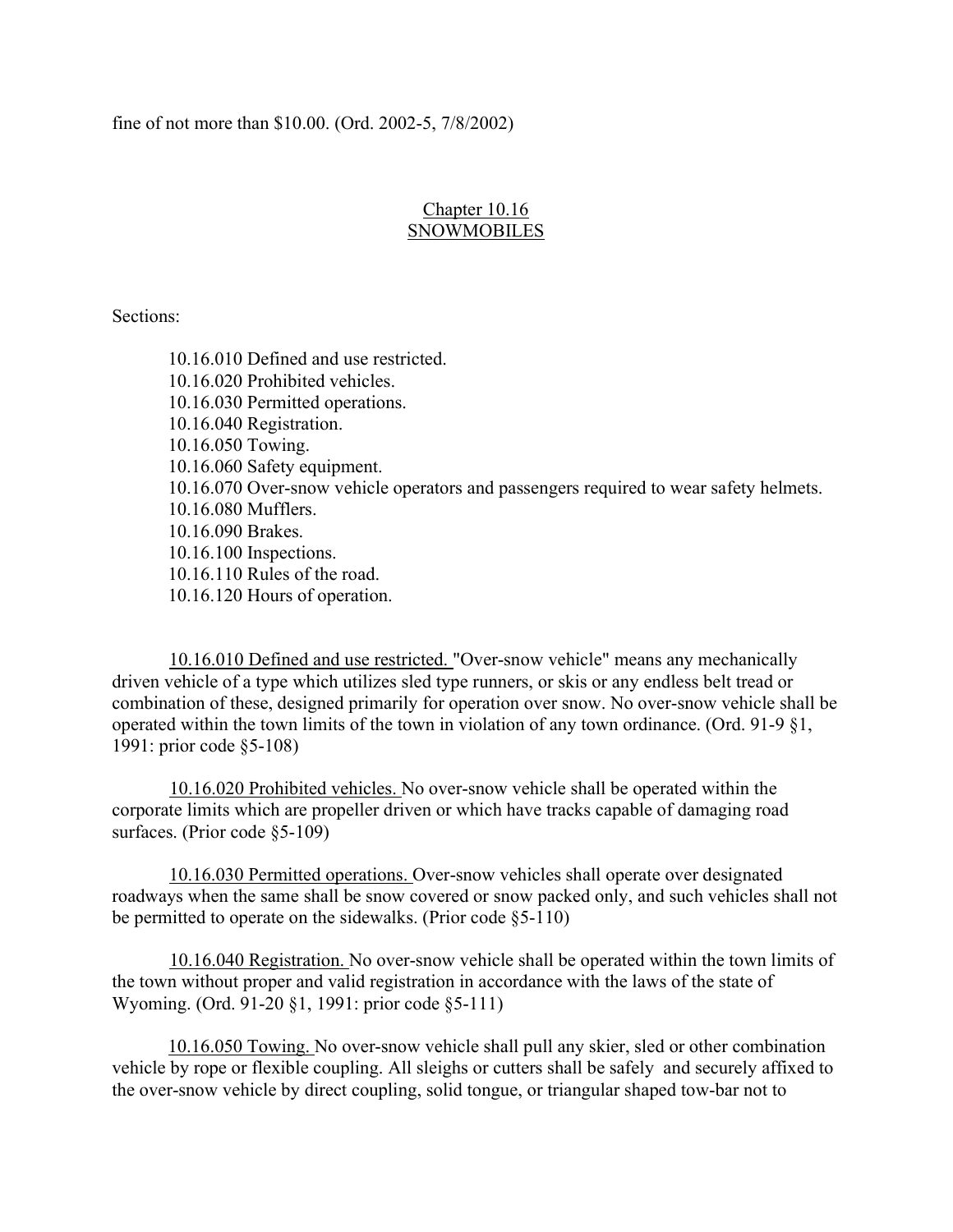fine of not more than $10.00. (Ord. 2002-5, 7/8/2002)

## Chapter 10.16
## SNOWMOBILES

Sections:

10.16.010 Defined and use restricted.
10.16.020 Prohibited vehicles.
10.16.030 Permitted operations.
10.16.040 Registration.
10.16.050 Towing.
10.16.060 Safety equipment.
10.16.070 Over-snow vehicle operators and passengers required to wear safety helmets.
10.16.080 Mufflers.
10.16.090 Brakes.
10.16.100 Inspections.
10.16.110 Rules of the road.
10.16.120 Hours of operation.

10.16.010 Defined and use restricted. "Over-snow vehicle" means any mechanically driven vehicle of a type which utilizes sled type runners, or skis or any endless belt tread or combination of these, designed primarily for operation over snow. No over-snow vehicle shall be operated within the town limits of the town in violation of any town ordinance. (Ord. 91-9 §1, 1991: prior code §5-108)

10.16.020 Prohibited vehicles. No over-snow vehicle shall be operated within the corporate limits which are propeller driven or which have tracks capable of damaging road surfaces. (Prior code §5-109)

10.16.030 Permitted operations. Over-snow vehicles shall operate over designated roadways when the same shall be snow covered or snow packed only, and such vehicles shall not be permitted to operate on the sidewalks. (Prior code §5-110)

10.16.040 Registration. No over-snow vehicle shall be operated within the town limits of the town without proper and valid registration in accordance with the laws of the state of Wyoming. (Ord. 91-20 §1, 1991: prior code §5-111)

10.16.050 Towing. No over-snow vehicle shall pull any skier, sled or other combination vehicle by rope or flexible coupling. All sleighs or cutters shall be safely and securely affixed to the over-snow vehicle by direct coupling, solid tongue, or triangular shaped tow-bar not to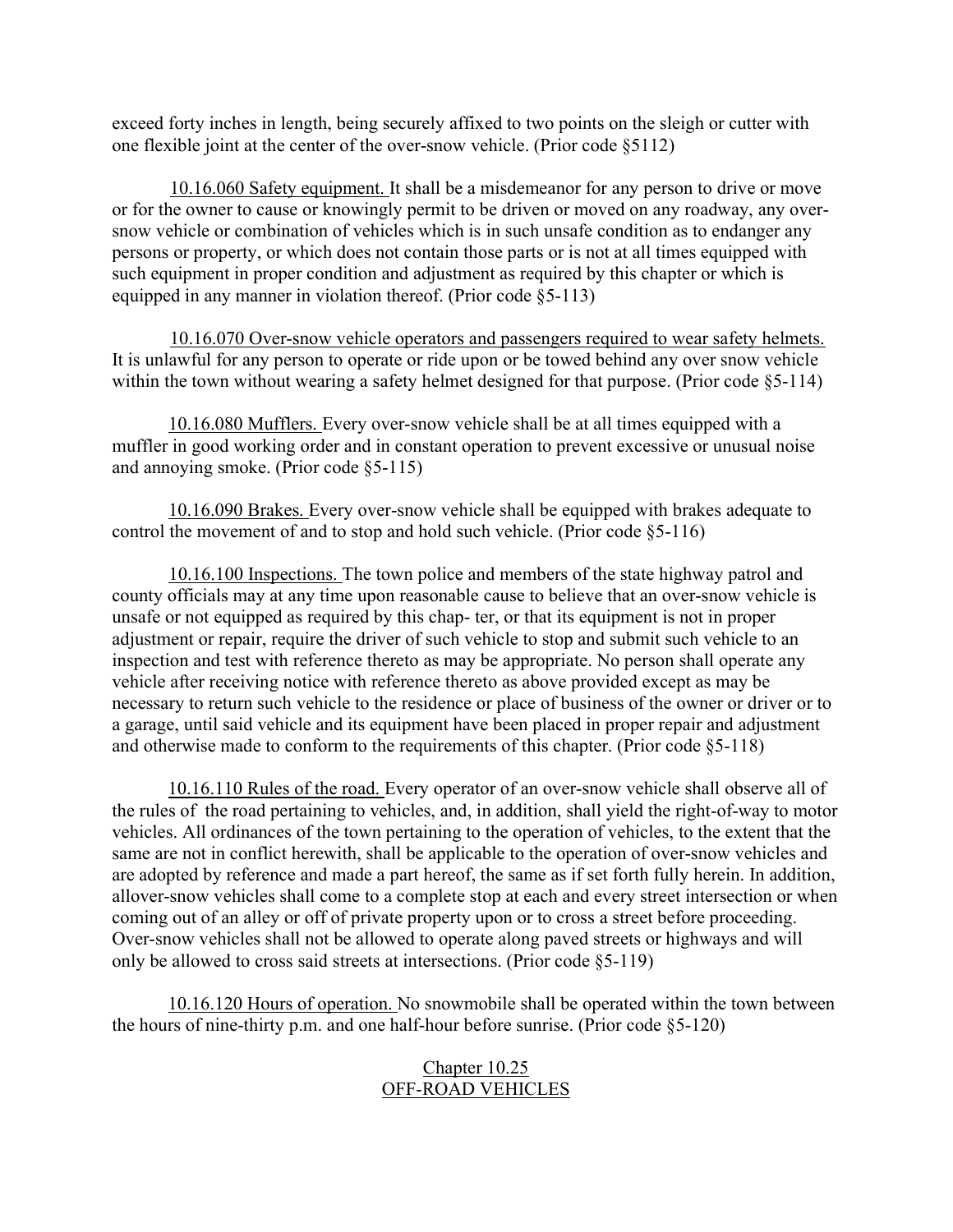exceed forty inches in length, being securely affixed to two points on the sleigh or cutter with one flexible joint at the center of the over-snow vehicle. (Prior code §5112)

10.16.060 Safety equipment. It shall be a misdemeanor for any person to drive or move or for the owner to cause or knowingly permit to be driven or moved on any roadway, any over-snow vehicle or combination of vehicles which is in such unsafe condition as to endanger any persons or property, or which does not contain those parts or is not at all times equipped with such equipment in proper condition and adjustment as required by this chapter or which is equipped in any manner in violation thereof. (Prior code §5-113)

10.16.070 Over-snow vehicle operators and passengers required to wear safety helmets. It is unlawful for any person to operate or ride upon or be towed behind any over snow vehicle within the town without wearing a safety helmet designed for that purpose. (Prior code §5-114)

10.16.080 Mufflers. Every over-snow vehicle shall be at all times equipped with a muffler in good working order and in constant operation to prevent excessive or unusual noise and annoying smoke. (Prior code §5-115)

10.16.090 Brakes. Every over-snow vehicle shall be equipped with brakes adequate to control the movement of and to stop and hold such vehicle. (Prior code §5-116)

10.16.100 Inspections. The town police and members of the state highway patrol and county officials may at any time upon reasonable cause to believe that an over-snow vehicle is unsafe or not equipped as required by this chap- ter, or that its equipment is not in proper adjustment or repair, require the driver of such vehicle to stop and submit such vehicle to an inspection and test with reference thereto as may be appropriate. No person shall operate any vehicle after receiving notice with reference thereto as above provided except as may be necessary to return such vehicle to the residence or place of business of the owner or driver or to a garage, until said vehicle and its equipment have been placed in proper repair and adjustment and otherwise made to conform to the requirements of this chapter. (Prior code §5-118)

10.16.110 Rules of the road. Every operator of an over-snow vehicle shall observe all of the rules of the road pertaining to vehicles, and, in addition, shall yield the right-of-way to motor vehicles. All ordinances of the town pertaining to the operation of vehicles, to the extent that the same are not in conflict herewith, shall be applicable to the operation of over-snow vehicles and are adopted by reference and made a part hereof, the same as if set forth fully herein. In addition, allover-snow vehicles shall come to a complete stop at each and every street intersection or when coming out of an alley or off of private property upon or to cross a street before proceeding. Over-snow vehicles shall not be allowed to operate along paved streets or highways and will only be allowed to cross said streets at intersections. (Prior code §5-119)

10.16.120 Hours of operation. No snowmobile shall be operated within the town between the hours of nine-thirty p.m. and one half-hour before sunrise. (Prior code §5-120)

## Chapter 10.25
## OFF-ROAD VEHICLES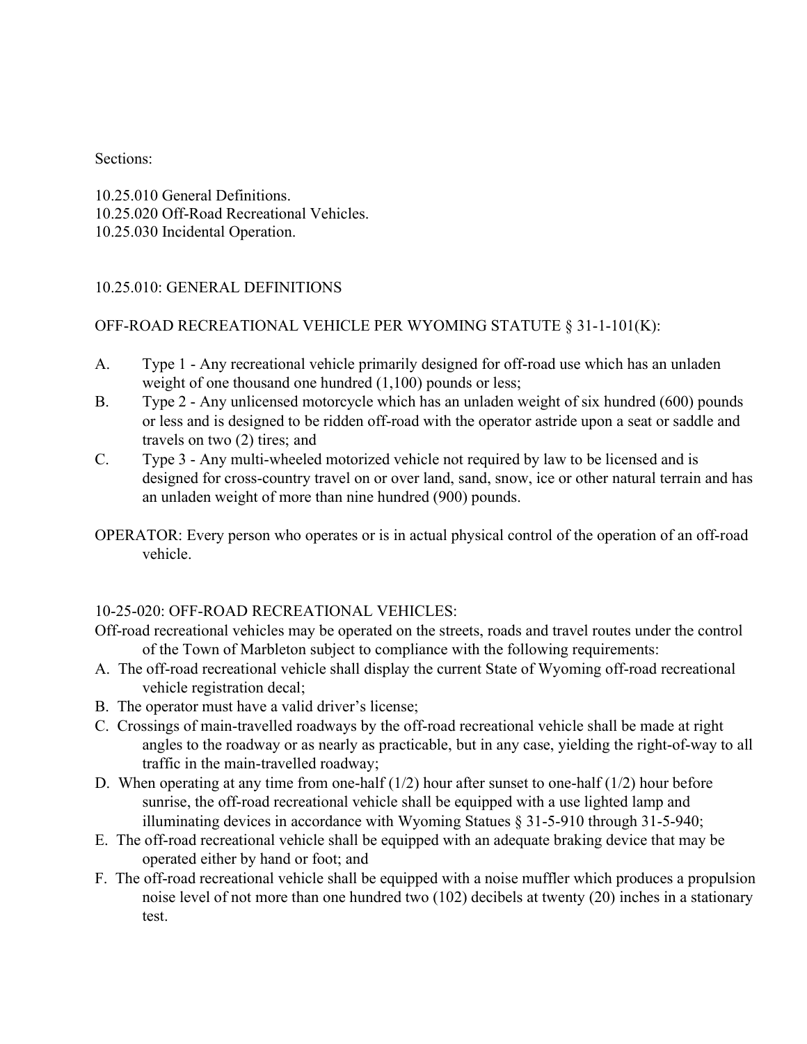Sections:

10.25.010 General Definitions.
10.25.020 Off-Road Recreational Vehicles.
10.25.030 Incidental Operation.

## 10.25.010: GENERAL DEFINITIONS

OFF-ROAD RECREATIONAL VEHICLE PER WYOMING STATUTE § 31-1-101(K):

A. Type 1 - Any recreational vehicle primarily designed for off-road use which has an unladen weight of one thousand one hundred (1,100) pounds or less;
B. Type 2 - Any unlicensed motorcycle which has an unladen weight of six hundred (600) pounds or less and is designed to be ridden off-road with the operator astride upon a seat or saddle and travels on two (2) tires; and
C. Type 3 - Any multi-wheeled motorized vehicle not required by law to be licensed and is designed for cross-country travel on or over land, sand, snow, ice or other natural terrain and has an unladen weight of more than nine hundred (900) pounds.

OPERATOR: Every person who operates or is in actual physical control of the operation of an off-road vehicle.

## 10-25-020: OFF-ROAD RECREATIONAL VEHICLES:

Off-road recreational vehicles may be operated on the streets, roads and travel routes under the control of the Town of Marbleton subject to compliance with the following requirements:

A. The off-road recreational vehicle shall display the current State of Wyoming off-road recreational vehicle registration decal;
B. The operator must have a valid driver's license;
C. Crossings of main-travelled roadways by the off-road recreational vehicle shall be made at right angles to the roadway or as nearly as practicable, but in any case, yielding the right-of-way to all traffic in the main-travelled roadway;
D. When operating at any time from one-half (1/2) hour after sunset to one-half (1/2) hour before sunrise, the off-road recreational vehicle shall be equipped with a use lighted lamp and illuminating devices in accordance with Wyoming Statues § 31-5-910 through 31-5-940;
E. The off-road recreational vehicle shall be equipped with an adequate braking device that may be operated either by hand or foot; and
F. The off-road recreational vehicle shall be equipped with a noise muffler which produces a propulsion noise level of not more than one hundred two (102) decibels at twenty (20) inches in a stationary test.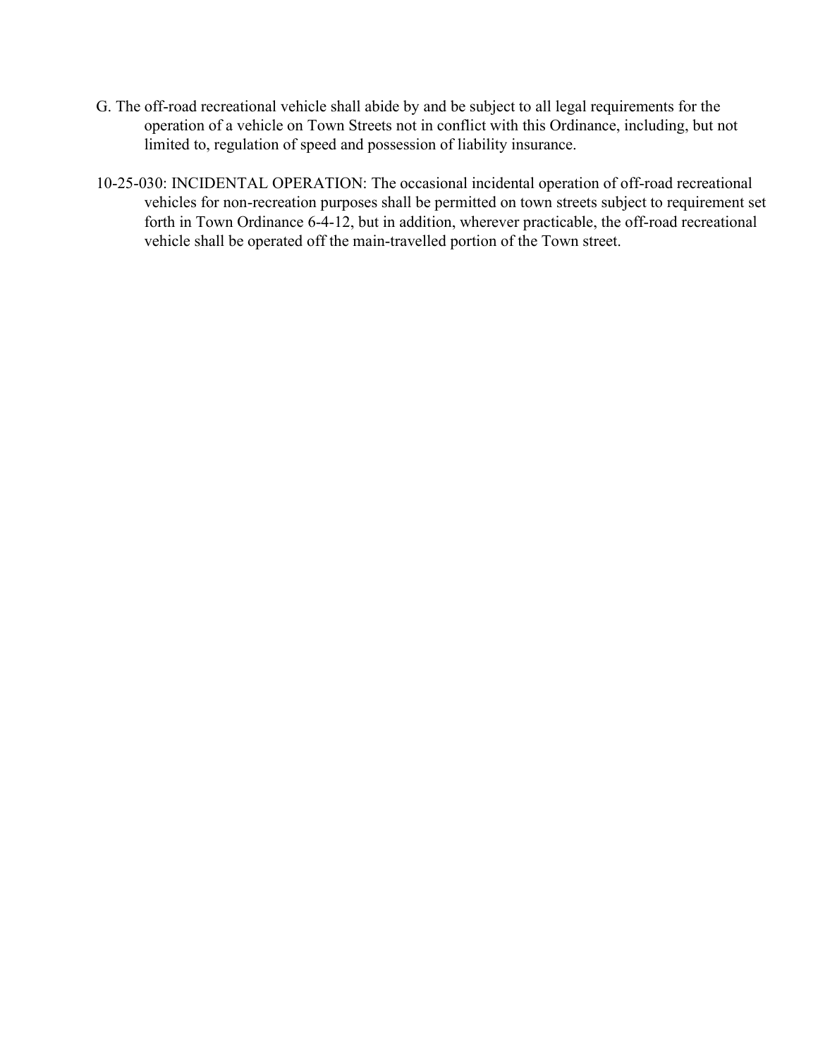G. The off-road recreational vehicle shall abide by and be subject to all legal requirements for the operation of a vehicle on Town Streets not in conflict with this Ordinance, including, but not limited to, regulation of speed and possession of liability insurance.

10-25-030: INCIDENTAL OPERATION: The occasional incidental operation of off-road recreational vehicles for non-recreation purposes shall be permitted on town streets subject to requirement set forth in Town Ordinance 6-4-12, but in addition, wherever practicable, the off-road recreational vehicle shall be operated off the main-travelled portion of the Town street.